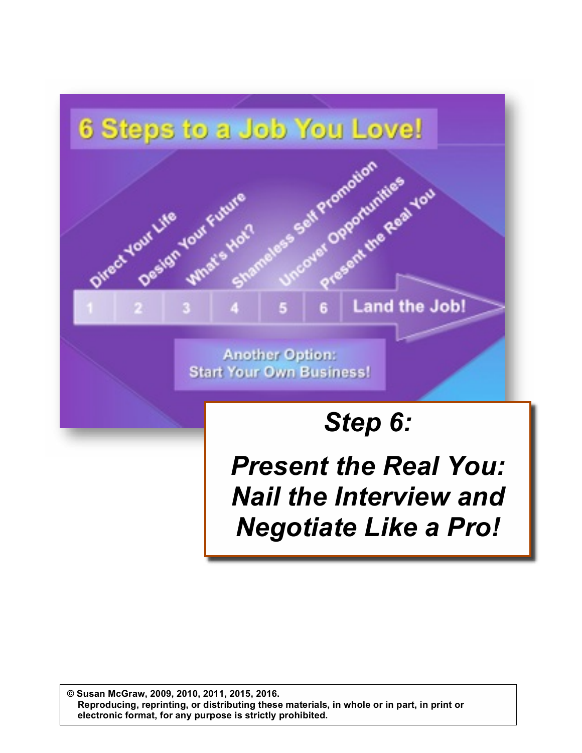# 6 Steps to a Job You Love!

1. Direct Your Life
2. Design Your Future
3. What's Hot?
4. Shameless Self Promotion
5. Uncover Opportunities
6. Present the Real You

Land the Job!

Another Option: Start Your Own Business!

## *Step 6:*

## *Present the Real You: Nail the Interview and Negotiate Like a Pro!*

**© Susan McGraw, 2009, 2010, 2011, 2015, 2016.**
**Reproducing, reprinting, or distributing these materials, in whole or in part, in print or electronic format, for any purpose is strictly prohibited.**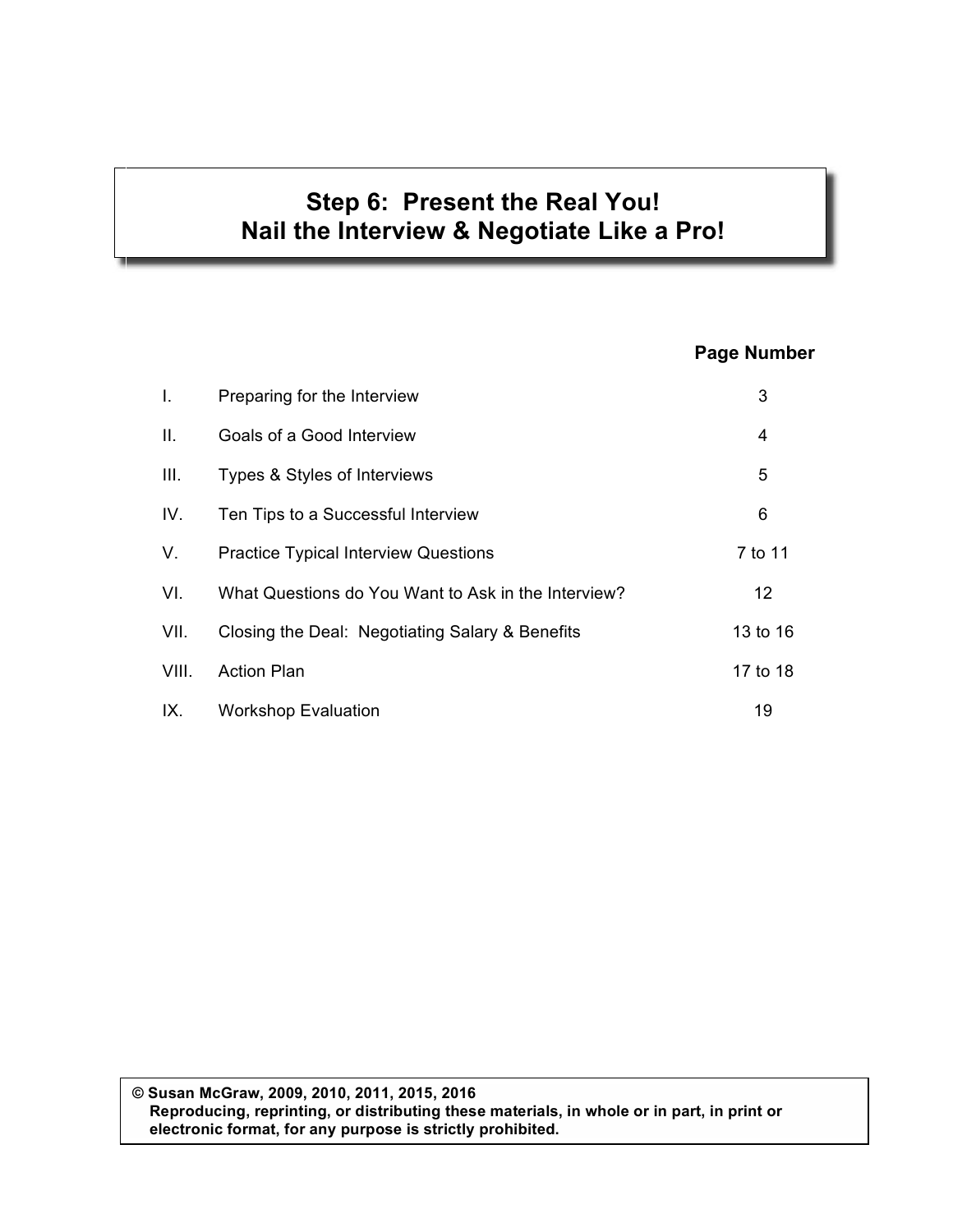# Step 6: Present the Real You! Nail the Interview & Negotiate Like a Pro!

| | | Page Number |
|---|---|---|
| I. | Preparing for the Interview | 3 |
| II. | Goals of a Good Interview | 4 |
| III. | Types & Styles of Interviews | 5 |
| IV. | Ten Tips to a Successful Interview | 6 |
| V. | Practice Typical Interview Questions | 7 to 11 |
| VI. | What Questions do You Want to Ask in the Interview? | 12 |
| VII. | Closing the Deal: Negotiating Salary & Benefits | 13 to 16 |
| VIII. | Action Plan | 17 to 18 |
| IX. | Workshop Evaluation | 19 |

**© Susan McGraw, 2009, 2010, 2011, 2015, 2016**
**Reproducing, reprinting, or distributing these materials, in whole or in part, in print or electronic format, for any purpose is strictly prohibited.**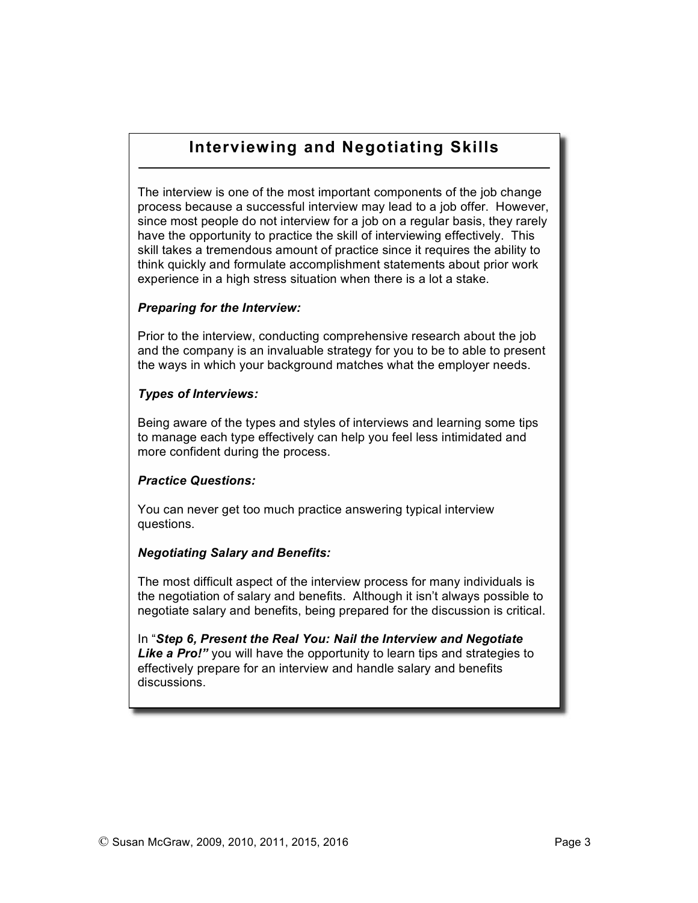## Interviewing and Negotiating Skills

The interview is one of the most important components of the job change process because a successful interview may lead to a job offer. However, since most people do not interview for a job on a regular basis, they rarely have the opportunity to practice the skill of interviewing effectively. This skill takes a tremendous amount of practice since it requires the ability to think quickly and formulate accomplishment statements about prior work experience in a high stress situation when there is a lot a stake.

***Preparing for the Interview:***

Prior to the interview, conducting comprehensive research about the job and the company is an invaluable strategy for you to be to able to present the ways in which your background matches what the employer needs.

***Types of Interviews:***

Being aware of the types and styles of interviews and learning some tips to manage each type effectively can help you feel less intimidated and more confident during the process.

***Practice Questions:***

You can never get too much practice answering typical interview questions.

***Negotiating Salary and Benefits:***

The most difficult aspect of the interview process for many individuals is the negotiation of salary and benefits. Although it isn't always possible to negotiate salary and benefits, being prepared for the discussion is critical.

In "***Step 6, Present the Real You: Nail the Interview and Negotiate Like a Pro!"*** you will have the opportunity to learn tips and strategies to effectively prepare for an interview and handle salary and benefits discussions.

© Susan McGraw, 2009, 2010, 2011, 2015, 2016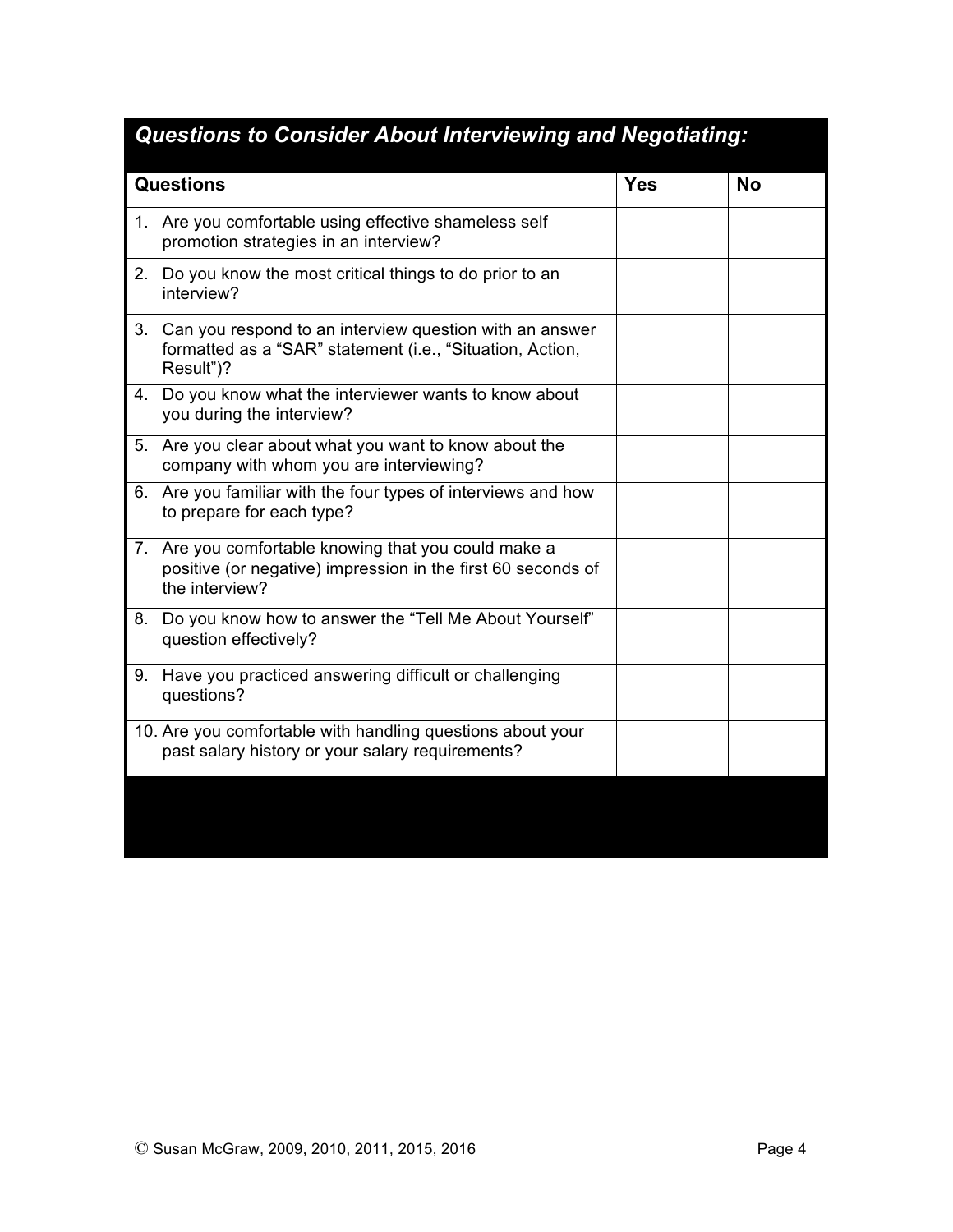### *Questions to Consider About Interviewing and Negotiating:*

| Questions | Yes | No |
|---|---|---|
| 1. Are you comfortable using effective shameless self promotion strategies in an interview? | | |
| 2. Do you know the most critical things to do prior to an interview? | | |
| 3. Can you respond to an interview question with an answer formatted as a "SAR" statement (i.e., "Situation, Action, Result")? | | |
| 4. Do you know what the interviewer wants to know about you during the interview? | | |
| 5. Are you clear about what you want to know about the company with whom you are interviewing? | | |
| 6. Are you familiar with the four types of interviews and how to prepare for each type? | | |
| 7. Are you comfortable knowing that you could make a positive (or negative) impression in the first 60 seconds of the interview? | | |
| 8. Do you know how to answer the "Tell Me About Yourself" question effectively? | | |
| 9. Have you practiced answering difficult or challenging questions? | | |
| 10. Are you comfortable with handling questions about your past salary history or your salary requirements? | | |

© Susan McGraw, 2009, 2010, 2011, 2015, 2016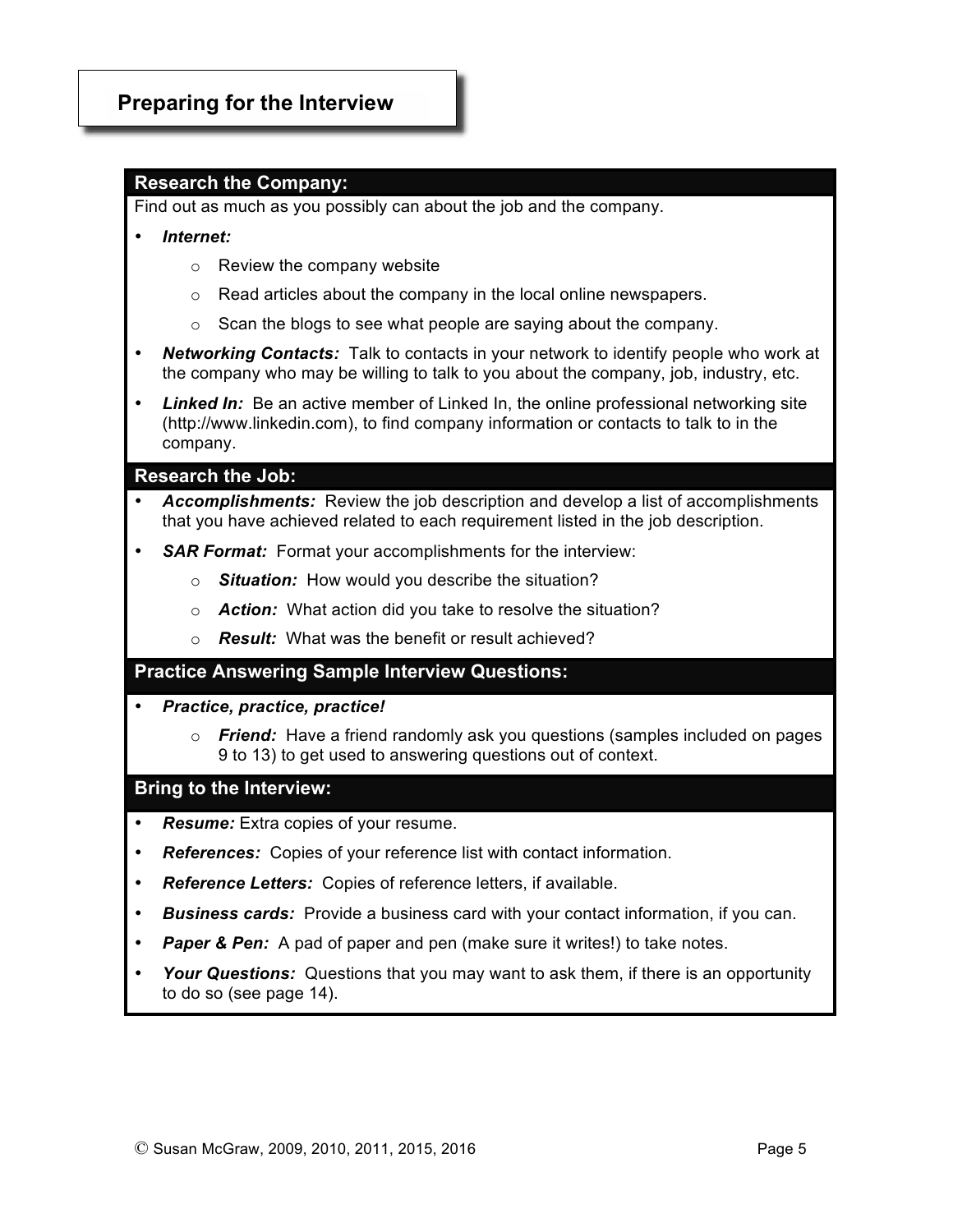# Preparing for the Interview

## Research the Company:

Find out as much as you possibly can about the job and the company.

- ***Internet:***
  - Review the company website
  - Read articles about the company in the local online newspapers.
  - Scan the blogs to see what people are saying about the company.
- ***Networking Contacts:*** Talk to contacts in your network to identify people who work at the company who may be willing to talk to you about the company, job, industry, etc.
- ***Linked In:*** Be an active member of Linked In, the online professional networking site (http://www.linkedin.com), to find company information or contacts to talk to in the company.

## Research the Job:

- ***Accomplishments:*** Review the job description and develop a list of accomplishments that you have achieved related to each requirement listed in the job description.
- ***SAR Format:*** Format your accomplishments for the interview:
  - ***Situation:*** How would you describe the situation?
  - ***Action:*** What action did you take to resolve the situation?
  - ***Result:*** What was the benefit or result achieved?

## Practice Answering Sample Interview Questions:

- ***Practice, practice, practice!***
  - ***Friend:*** Have a friend randomly ask you questions (samples included on pages 9 to 13) to get used to answering questions out of context.

## Bring to the Interview:

- ***Resume:*** Extra copies of your resume.
- ***References:*** Copies of your reference list with contact information.
- ***Reference Letters:*** Copies of reference letters, if available.
- ***Business cards:*** Provide a business card with your contact information, if you can.
- ***Paper & Pen:*** A pad of paper and pen (make sure it writes!) to take notes.
- ***Your Questions:*** Questions that you may want to ask them, if there is an opportunity to do so (see page 14).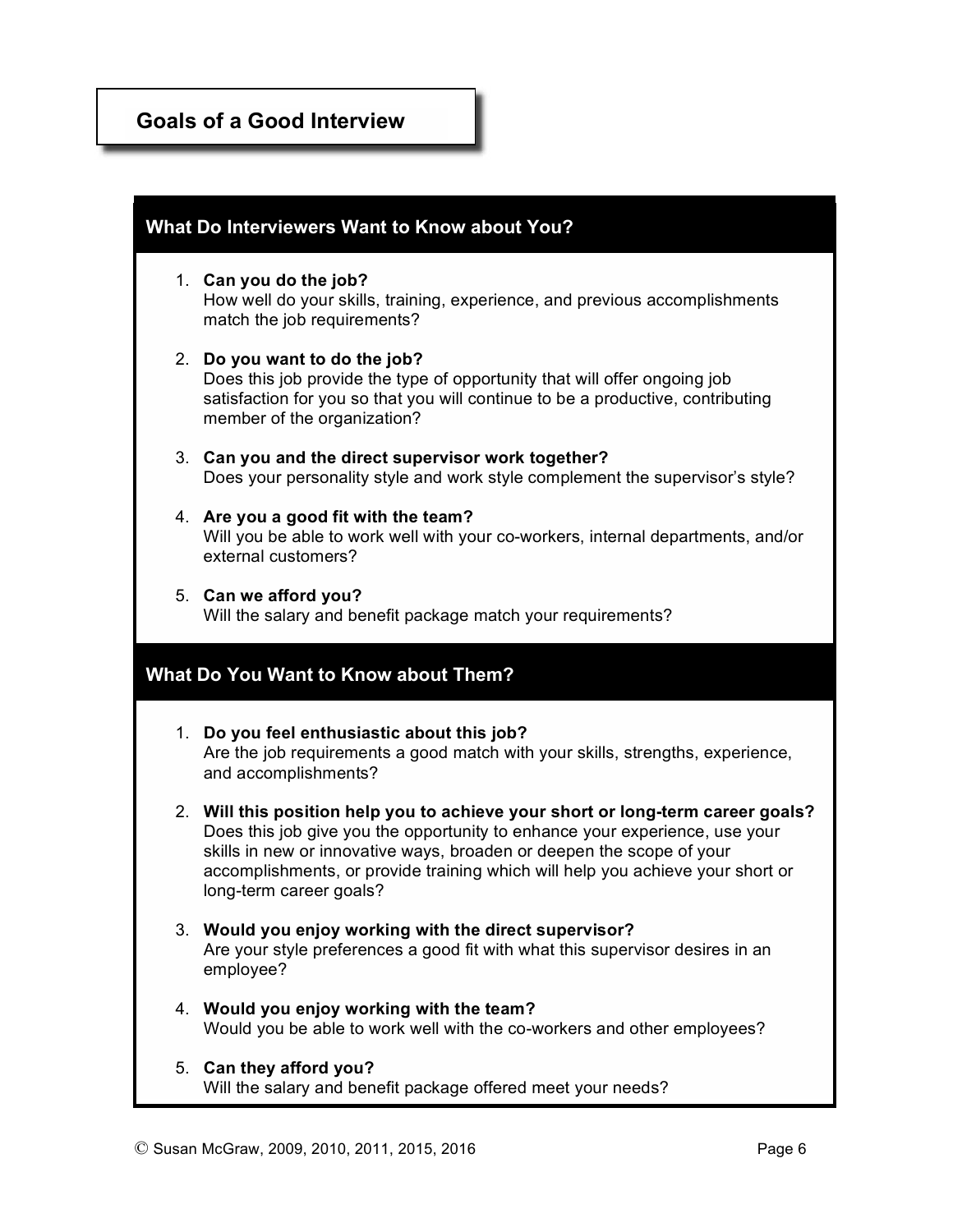# Goals of a Good Interview

## What Do Interviewers Want to Know about You?

1. **Can you do the job?**
   How well do your skills, training, experience, and previous accomplishments match the job requirements?

2. **Do you want to do the job?**
   Does this job provide the type of opportunity that will offer ongoing job satisfaction for you so that you will continue to be a productive, contributing member of the organization?

3. **Can you and the direct supervisor work together?**
   Does your personality style and work style complement the supervisor's style?

4. **Are you a good fit with the team?**
   Will you be able to work well with your co-workers, internal departments, and/or external customers?

5. **Can we afford you?**
   Will the salary and benefit package match your requirements?

## What Do You Want to Know about Them?

1. **Do you feel enthusiastic about this job?**
   Are the job requirements a good match with your skills, strengths, experience, and accomplishments?

2. **Will this position help you to achieve your short or long-term career goals?**
   Does this job give you the opportunity to enhance your experience, use your skills in new or innovative ways, broaden or deepen the scope of your accomplishments, or provide training which will help you achieve your short or long-term career goals?

3. **Would you enjoy working with the direct supervisor?**
   Are your style preferences a good fit with what this supervisor desires in an employee?

4. **Would you enjoy working with the team?**
   Would you be able to work well with the co-workers and other employees?

5. **Can they afford you?**
   Will the salary and benefit package offered meet your needs?

© Susan McGraw, 2009, 2010, 2011, 2015, 2016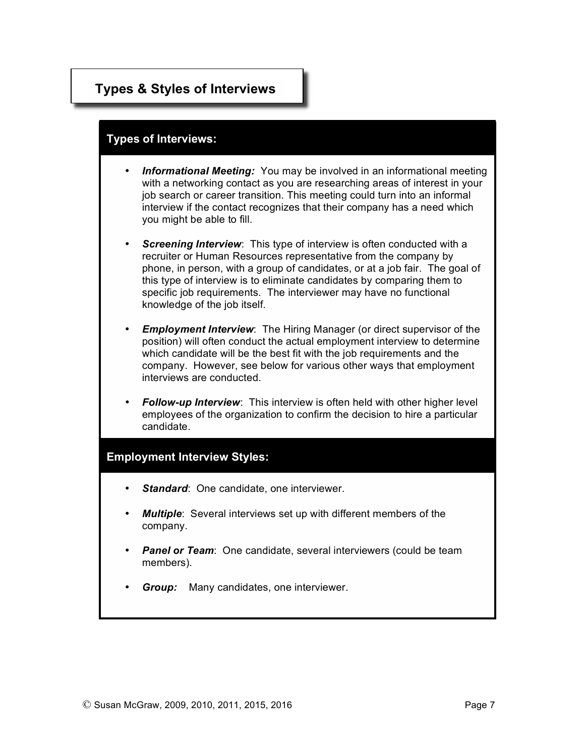# Types & Styles of Interviews

## Types of Interviews:

- ***Informational Meeting:*** You may be involved in an informational meeting with a networking contact as you are researching areas of interest in your job search or career transition. This meeting could turn into an informal interview if the contact recognizes that their company has a need which you might be able to fill.

- ***Screening Interview***: This type of interview is often conducted with a recruiter or Human Resources representative from the company by phone, in person, with a group of candidates, or at a job fair. The goal of this type of interview is to eliminate candidates by comparing them to specific job requirements. The interviewer may have no functional knowledge of the job itself.

- ***Employment Interview***: The Hiring Manager (or direct supervisor of the position) will often conduct the actual employment interview to determine which candidate will be the best fit with the job requirements and the company. However, see below for various other ways that employment interviews are conducted.

- ***Follow-up Interview***: This interview is often held with other higher level employees of the organization to confirm the decision to hire a particular candidate.

## Employment Interview Styles:

- ***Standard***: One candidate, one interviewer.

- ***Multiple***: Several interviews set up with different members of the company.

- ***Panel or Team***: One candidate, several interviewers (could be team members).

- ***Group:*** Many candidates, one interviewer.

© Susan McGraw, 2009, 2010, 2011, 2015, 2016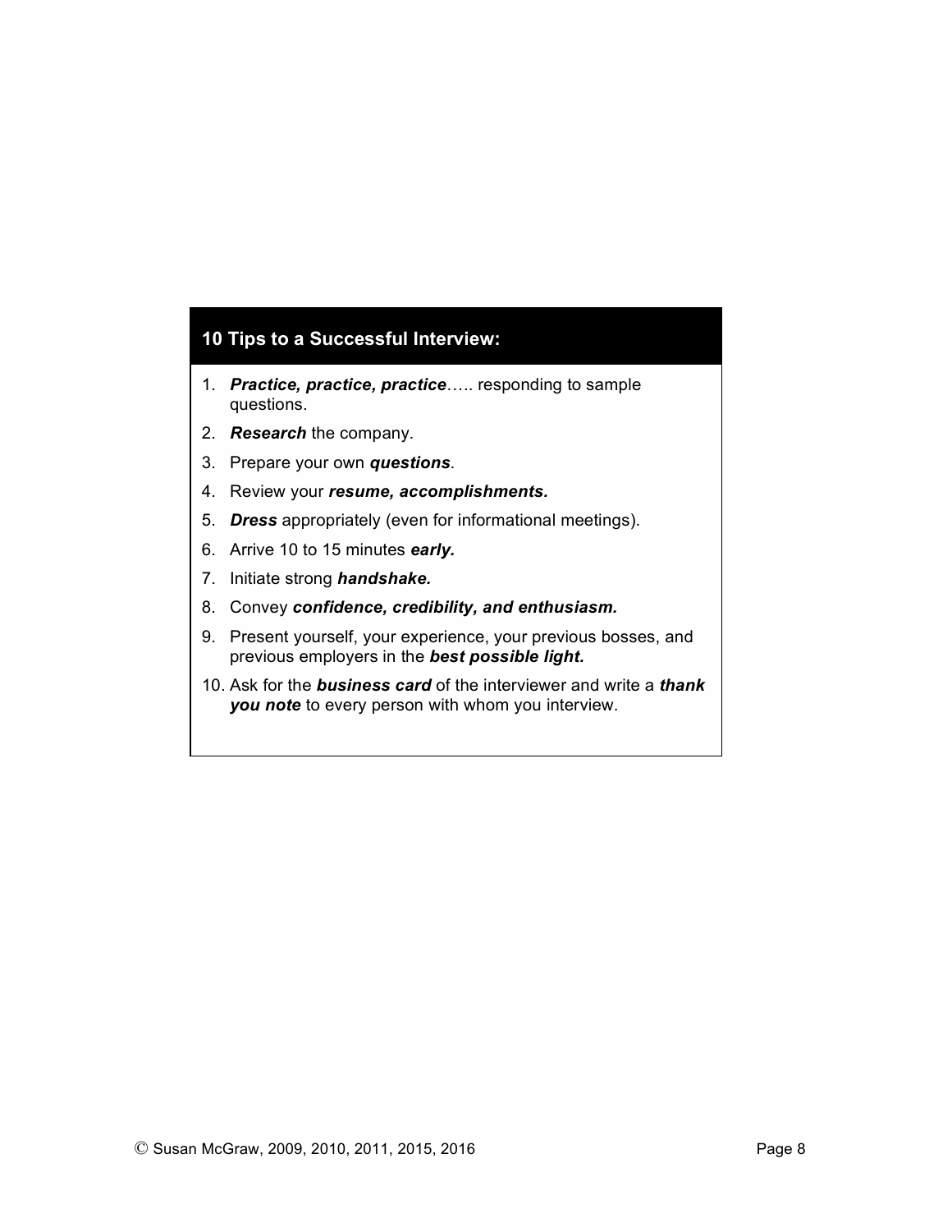## 10 Tips to a Successful Interview:

1. ***Practice, practice, practice*****…..** responding to sample questions.
2. ***Research*** the company.
3. Prepare your own ***questions***.
4. Review your ***resume, accomplishments.***
5. ***Dress*** appropriately (even for informational meetings).
6. Arrive 10 to 15 minutes ***early.***
7. Initiate strong ***handshake.***
8. Convey ***confidence, credibility, and enthusiasm.***
9. Present yourself, your experience, your previous bosses, and previous employers in the ***best possible light.***
10. Ask for the ***business card*** of the interviewer and write a ***thank you note*** to every person with whom you interview.

© Susan McGraw, 2009, 2010, 2011, 2015, 2016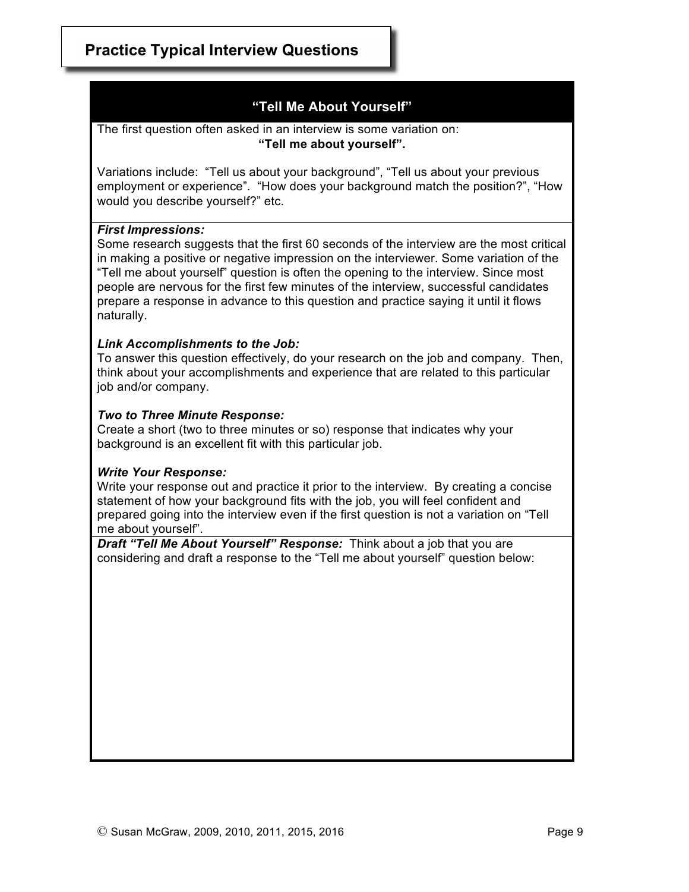## Practice Typical Interview Questions

### "Tell Me About Yourself"

The first question often asked in an interview is some variation on:

**"Tell me about yourself".**

Variations include: "Tell us about your background", "Tell us about your previous employment or experience". "How does your background match the position?", "How would you describe yourself?" etc.

***First Impressions:***
Some research suggests that the first 60 seconds of the interview are the most critical in making a positive or negative impression on the interviewer. Some variation of the "Tell me about yourself" question is often the opening to the interview. Since most people are nervous for the first few minutes of the interview, successful candidates prepare a response in advance to this question and practice saying it until it flows naturally.

***Link Accomplishments to the Job:***
To answer this question effectively, do your research on the job and company. Then, think about your accomplishments and experience that are related to this particular job and/or company.

***Two to Three Minute Response:***
Create a short (two to three minutes or so) response that indicates why your background is an excellent fit with this particular job.

***Write Your Response:***
Write your response out and practice it prior to the interview. By creating a concise statement of how your background fits with the job, you will feel confident and prepared going into the interview even if the first question is not a variation on "Tell me about yourself".

***Draft "Tell Me About Yourself" Response:*** Think about a job that you are considering and draft a response to the "Tell me about yourself" question below:

© Susan McGraw, 2009, 2010, 2011, 2015, 2016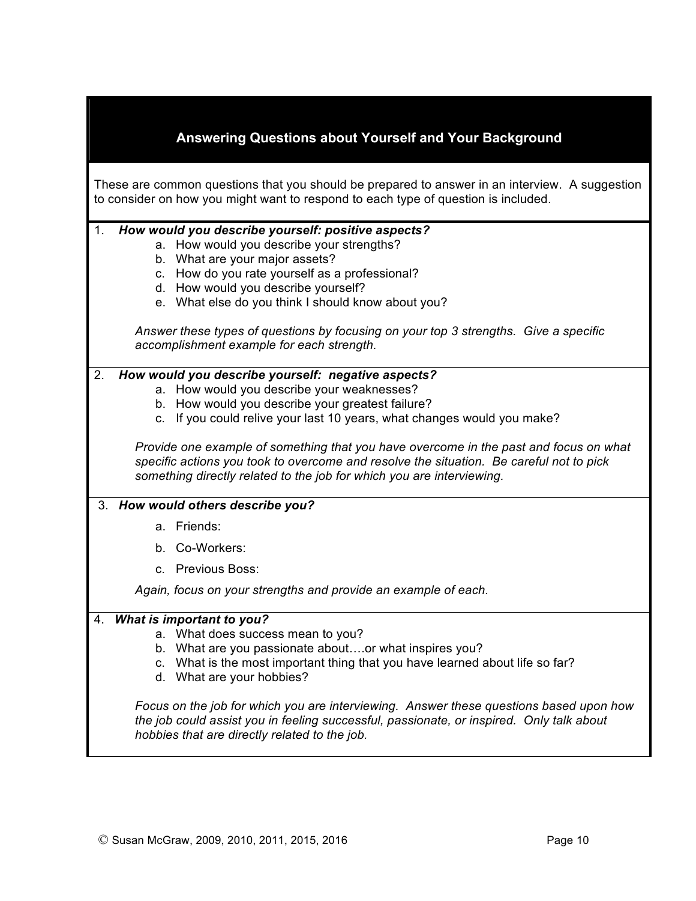## Answering Questions about Yourself and Your Background

These are common questions that you should be prepared to answer in an interview. A suggestion to consider on how you might want to respond to each type of question is included.

1. ***How would you describe yourself: positive aspects?***
    a. How would you describe your strengths?
    b. What are your major assets?
    c. How do you rate yourself as a professional?
    d. How would you describe yourself?
    e. What else do you think I should know about you?

    *Answer these types of questions by focusing on your top 3 strengths. Give a specific accomplishment example for each strength.*

2. ***How would you describe yourself: negative aspects?***
    a. How would you describe your weaknesses?
    b. How would you describe your greatest failure?
    c. If you could relive your last 10 years, what changes would you make?

    *Provide one example of something that you have overcome in the past and focus on what specific actions you took to overcome and resolve the situation. Be careful not to pick something directly related to the job for which you are interviewing.*

3. ***How would others describe you?***
    a. Friends:
    b. Co-Workers:
    c. Previous Boss:

    *Again, focus on your strengths and provide an example of each.*

4. ***What is important to you?***
    a. What does success mean to you?
    b. What are you passionate about….or what inspires you?
    c. What is the most important thing that you have learned about life so far?
    d. What are your hobbies?

    *Focus on the job for which you are interviewing. Answer these questions based upon how the job could assist you in feeling successful, passionate, or inspired. Only talk about hobbies that are directly related to the job.*

© Susan McGraw, 2009, 2010, 2011, 2015, 2016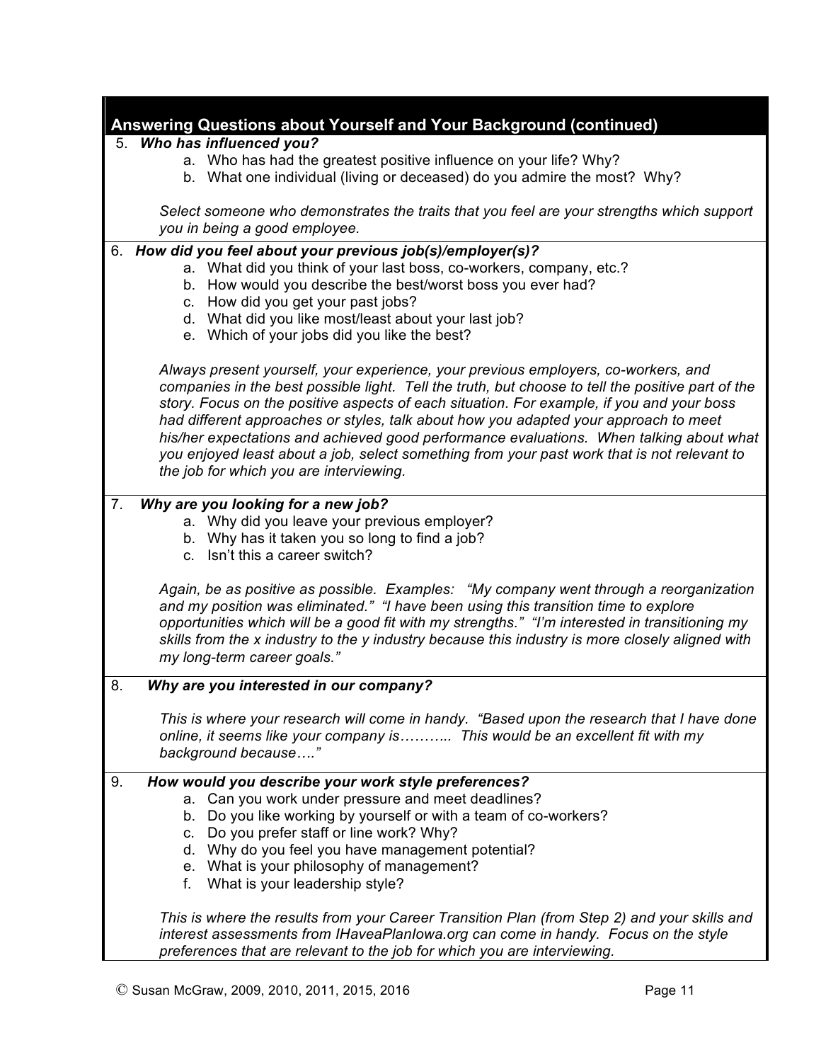## Answering Questions about Yourself and Your Background (continued)

5. ***Who has influenced you?***
    a. Who has had the greatest positive influence on your life? Why?
    b. What one individual (living or deceased) do you admire the most? Why?

    *Select someone who demonstrates the traits that you feel are your strengths which support you in being a good employee.*

6. ***How did you feel about your previous job(s)/employer(s)?***
    a. What did you think of your last boss, co-workers, company, etc.?
    b. How would you describe the best/worst boss you ever had?
    c. How did you get your past jobs?
    d. What did you like most/least about your last job?
    e. Which of your jobs did you like the best?

    *Always present yourself, your experience, your previous employers, co-workers, and companies in the best possible light. Tell the truth, but choose to tell the positive part of the story. Focus on the positive aspects of each situation. For example, if you and your boss had different approaches or styles, talk about how you adapted your approach to meet his/her expectations and achieved good performance evaluations. When talking about what you enjoyed least about a job, select something from your past work that is not relevant to the job for which you are interviewing.*

7. ***Why are you looking for a new job?***
    a. Why did you leave your previous employer?
    b. Why has it taken you so long to find a job?
    c. Isn't this a career switch?

    *Again, be as positive as possible. Examples: "My company went through a reorganization and my position was eliminated." "I have been using this transition time to explore opportunities which will be a good fit with my strengths." "I'm interested in transitioning my skills from the x industry to the y industry because this industry is more closely aligned with my long-term career goals."*

8. ***Why are you interested in our company?***

    *This is where your research will come in handy. "Based upon the research that I have done online, it seems like your company is……….. This would be an excellent fit with my background because…."*

9. ***How would you describe your work style preferences?***
    a. Can you work under pressure and meet deadlines?
    b. Do you like working by yourself or with a team of co-workers?
    c. Do you prefer staff or line work? Why?
    d. Why do you feel you have management potential?
    e. What is your philosophy of management?
    f. What is your leadership style?

    *This is where the results from your Career Transition Plan (from Step 2) and your skills and interest assessments from IHaveaPlanIowa.org can come in handy. Focus on the style preferences that are relevant to the job for which you are interviewing.*

© Susan McGraw, 2009, 2010, 2011, 2015, 2016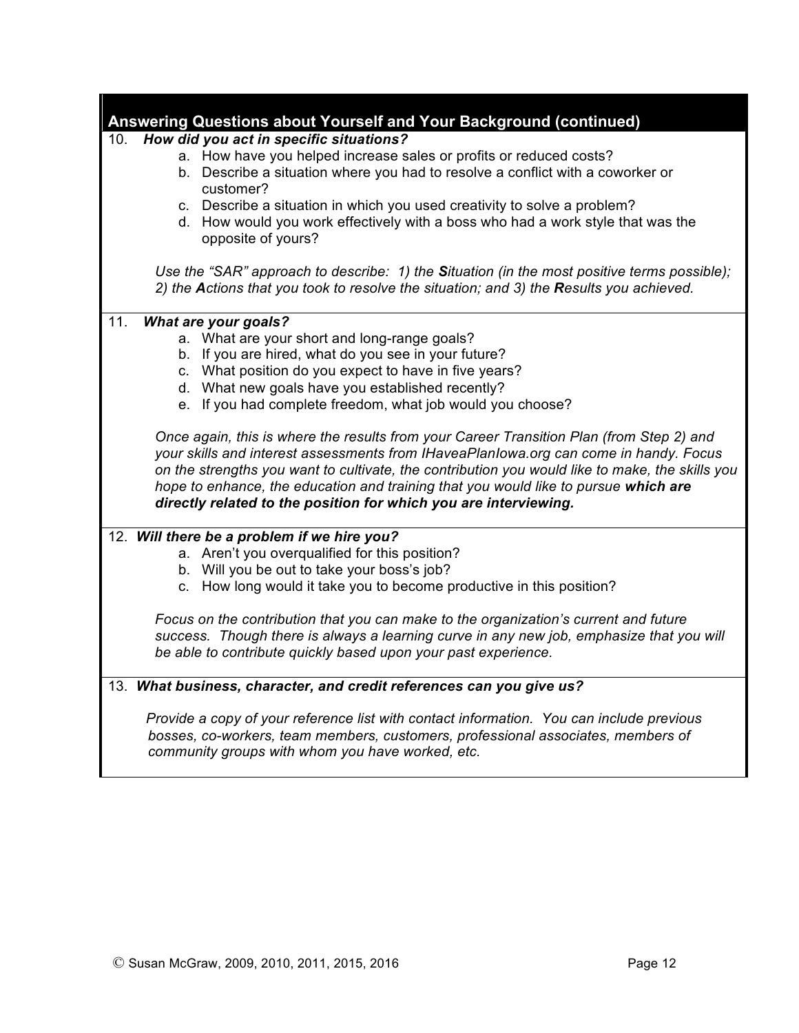## Answering Questions about Yourself and Your Background (continued)

10. ***How did you act in specific situations?***
    a. How have you helped increase sales or profits or reduced costs?
    b. Describe a situation where you had to resolve a conflict with a coworker or customer?
    c. Describe a situation in which you used creativity to solve a problem?
    d. How would you work effectively with a boss who had a work style that was the opposite of yours?

    *Use the "SAR" approach to describe: 1) the **S**ituation (in the most positive terms possible); 2) the **A**ctions that you took to resolve the situation; and 3) the **R**esults you achieved.*

11. ***What are your goals?***
    a. What are your short and long-range goals?
    b. If you are hired, what do you see in your future?
    c. What position do you expect to have in five years?
    d. What new goals have you established recently?
    e. If you had complete freedom, what job would you choose?

    *Once again, this is where the results from your Career Transition Plan (from Step 2) and your skills and interest assessments from IHaveaPlanIowa.org can come in handy. Focus on the strengths you want to cultivate, the contribution you would like to make, the skills you hope to enhance, the education and training that you would like to pursue **which are directly related to the position for which you are interviewing.***

12. ***Will there be a problem if we hire you?***
    a. Aren't you overqualified for this position?
    b. Will you be out to take your boss's job?
    c. How long would it take you to become productive in this position?

    *Focus on the contribution that you can make to the organization's current and future success. Though there is always a learning curve in any new job, emphasize that you will be able to contribute quickly based upon your past experience.*

13. ***What business, character, and credit references can you give us?***

    *Provide a copy of your reference list with contact information. You can include previous bosses, co-workers, team members, customers, professional associates, members of community groups with whom you have worked, etc.*

© Susan McGraw, 2009, 2010, 2011, 2015, 2016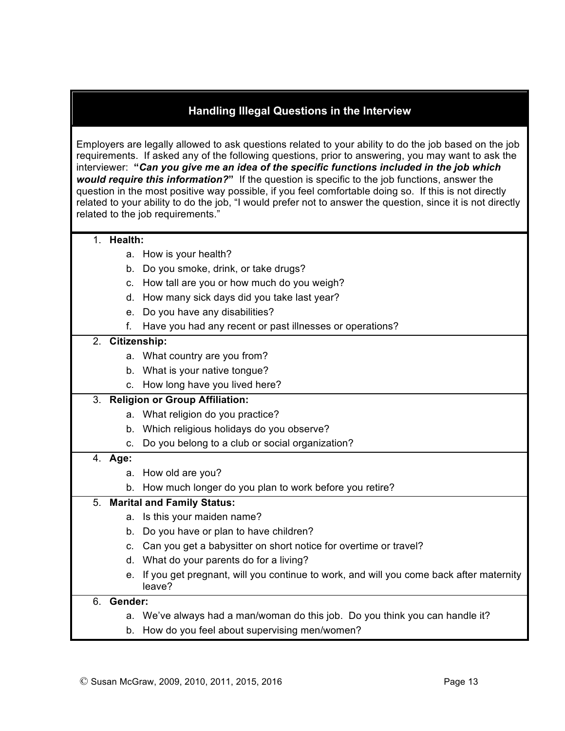## Handling Illegal Questions in the Interview

Employers are legally allowed to ask questions related to your ability to do the job based on the job requirements. If asked any of the following questions, prior to answering, you may want to ask the interviewer: **"*Can you give me an idea of the specific functions included in the job which would require this information?*"** If the question is specific to the job functions, answer the question in the most positive way possible, if you feel comfortable doing so. If this is not directly related to your ability to do the job, "I would prefer not to answer the question, since it is not directly related to the job requirements."

1. **Health:**
    a. How is your health?
    b. Do you smoke, drink, or take drugs?
    c. How tall are you or how much do you weigh?
    d. How many sick days did you take last year?
    e. Do you have any disabilities?
    f. Have you had any recent or past illnesses or operations?
2. **Citizenship:**
    a. What country are you from?
    b. What is your native tongue?
    c. How long have you lived here?
3. **Religion or Group Affiliation:**
    a. What religion do you practice?
    b. Which religious holidays do you observe?
    c. Do you belong to a club or social organization?
4. **Age:**
    a. How old are you?
    b. How much longer do you plan to work before you retire?
5. **Marital and Family Status:**
    a. Is this your maiden name?
    b. Do you have or plan to have children?
    c. Can you get a babysitter on short notice for overtime or travel?
    d. What do your parents do for a living?
    e. If you get pregnant, will you continue to work, and will you come back after maternity leave?
6. **Gender:**
    a. We've always had a man/woman do this job. Do you think you can handle it?
    b. How do you feel about supervising men/women?

© Susan McGraw, 2009, 2010, 2011, 2015, 2016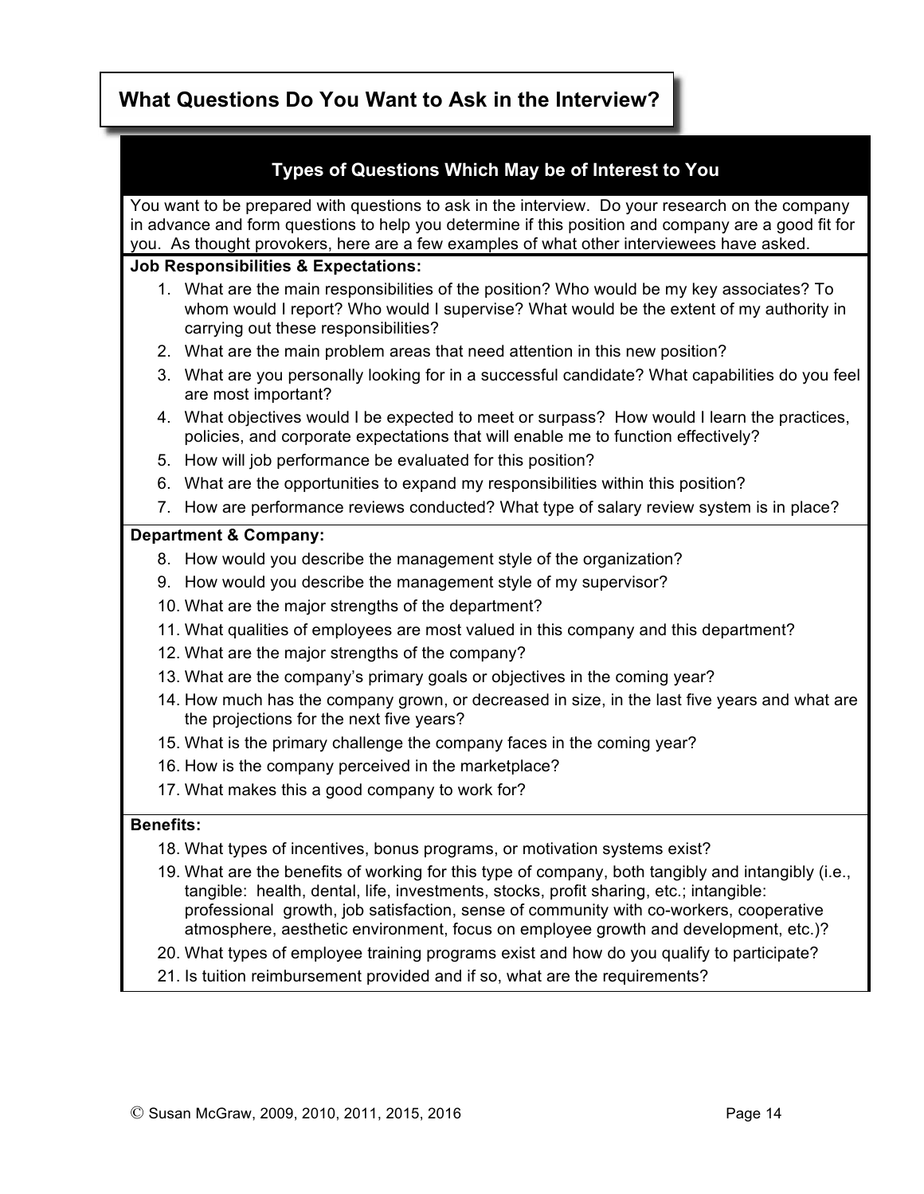## What Questions Do You Want to Ask in the Interview?

### Types of Questions Which May be of Interest to You

You want to be prepared with questions to ask in the interview. Do your research on the company in advance and form questions to help you determine if this position and company are a good fit for you. As thought provokers, here are a few examples of what other interviewees have asked.

**Job Responsibilities & Expectations:**

1. What are the main responsibilities of the position? Who would be my key associates? To whom would I report? Who would I supervise? What would be the extent of my authority in carrying out these responsibilities?
2. What are the main problem areas that need attention in this new position?
3. What are you personally looking for in a successful candidate? What capabilities do you feel are most important?
4. What objectives would I be expected to meet or surpass? How would I learn the practices, policies, and corporate expectations that will enable me to function effectively?
5. How will job performance be evaluated for this position?
6. What are the opportunities to expand my responsibilities within this position?
7. How are performance reviews conducted? What type of salary review system is in place?

**Department & Company:**

8. How would you describe the management style of the organization?
9. How would you describe the management style of my supervisor?
10. What are the major strengths of the department?
11. What qualities of employees are most valued in this company and this department?
12. What are the major strengths of the company?
13. What are the company's primary goals or objectives in the coming year?
14. How much has the company grown, or decreased in size, in the last five years and what are the projections for the next five years?
15. What is the primary challenge the company faces in the coming year?
16. How is the company perceived in the marketplace?
17. What makes this a good company to work for?

**Benefits:**

18. What types of incentives, bonus programs, or motivation systems exist?
19. What are the benefits of working for this type of company, both tangibly and intangibly (i.e., tangible: health, dental, life, investments, stocks, profit sharing, etc.; intangible: professional growth, job satisfaction, sense of community with co-workers, cooperative atmosphere, aesthetic environment, focus on employee growth and development, etc.)?
20. What types of employee training programs exist and how do you qualify to participate?
21. Is tuition reimbursement provided and if so, what are the requirements?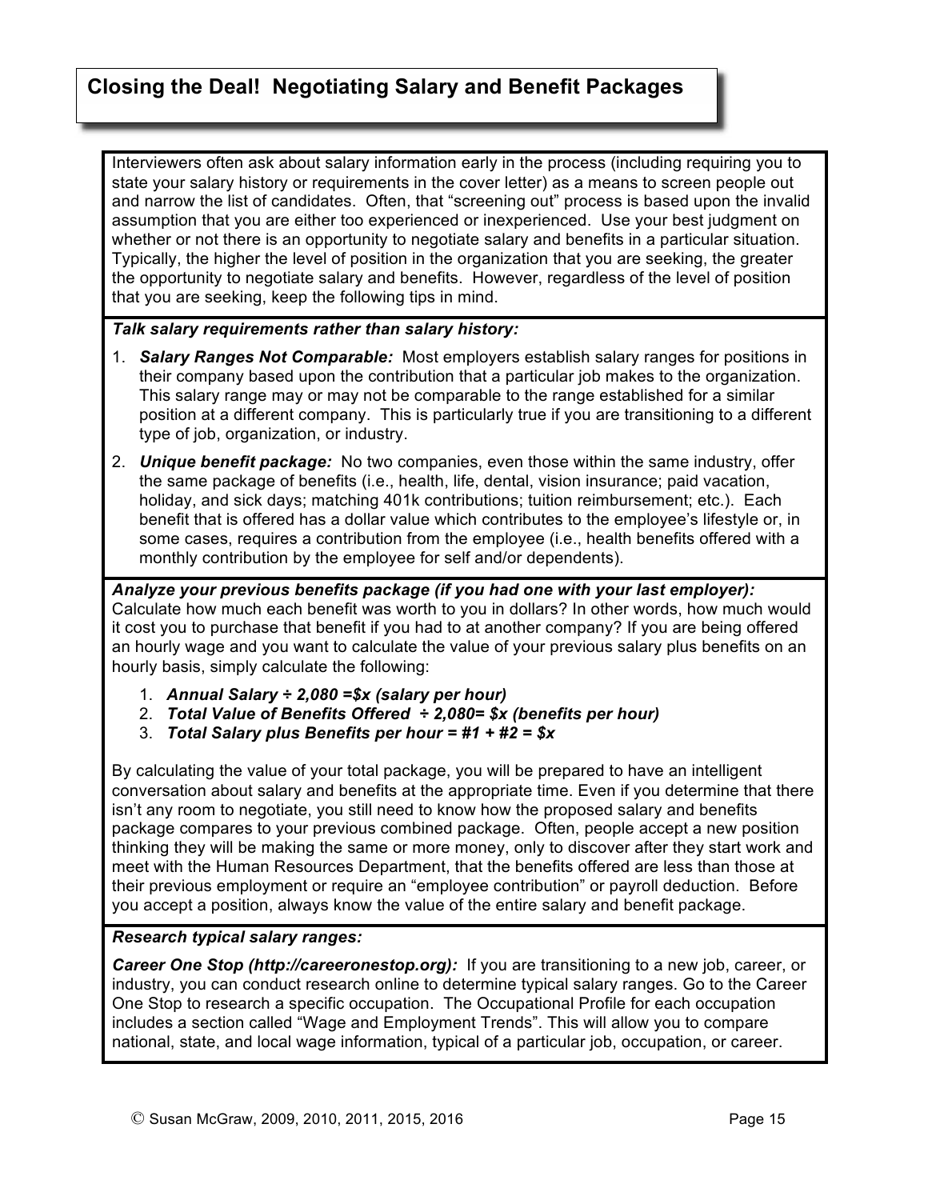## Closing the Deal! Negotiating Salary and Benefit Packages

Interviewers often ask about salary information early in the process (including requiring you to state your salary history or requirements in the cover letter) as a means to screen people out and narrow the list of candidates. Often, that "screening out" process is based upon the invalid assumption that you are either too experienced or inexperienced. Use your best judgment on whether or not there is an opportunity to negotiate salary and benefits in a particular situation. Typically, the higher the level of position in the organization that you are seeking, the greater the opportunity to negotiate salary and benefits. However, regardless of the level of position that you are seeking, keep the following tips in mind.

***Talk salary requirements rather than salary history:***

1. ***Salary Ranges Not Comparable:*** Most employers establish salary ranges for positions in their company based upon the contribution that a particular job makes to the organization. This salary range may or may not be comparable to the range established for a similar position at a different company. This is particularly true if you are transitioning to a different type of job, organization, or industry.
2. ***Unique benefit package:*** No two companies, even those within the same industry, offer the same package of benefits (i.e., health, life, dental, vision insurance; paid vacation, holiday, and sick days; matching 401k contributions; tuition reimbursement; etc.). Each benefit that is offered has a dollar value which contributes to the employee's lifestyle or, in some cases, requires a contribution from the employee (i.e., health benefits offered with a monthly contribution by the employee for self and/or dependents).

***Analyze your previous benefits package (if you had one with your last employer):*** Calculate how much each benefit was worth to you in dollars? In other words, how much would it cost you to purchase that benefit if you had to at another company? If you are being offered an hourly wage and you want to calculate the value of your previous salary plus benefits on an hourly basis, simply calculate the following:

1. ***Annual Salary ÷ 2,080 =$x (salary per hour)***
2. ***Total Value of Benefits Offered ÷ 2,080= $x (benefits per hour)***
3. ***Total Salary plus Benefits per hour = #1 + #2 = $x***

By calculating the value of your total package, you will be prepared to have an intelligent conversation about salary and benefits at the appropriate time. Even if you determine that there isn't any room to negotiate, you still need to know how the proposed salary and benefits package compares to your previous combined package. Often, people accept a new position thinking they will be making the same or more money, only to discover after they start work and meet with the Human Resources Department, that the benefits offered are less than those at their previous employment or require an "employee contribution" or payroll deduction. Before you accept a position, always know the value of the entire salary and benefit package.

***Research typical salary ranges:***

***Career One Stop (http://careeronestop.org):*** If you are transitioning to a new job, career, or industry, you can conduct research online to determine typical salary ranges. Go to the Career One Stop to research a specific occupation. The Occupational Profile for each occupation includes a section called "Wage and Employment Trends". This will allow you to compare national, state, and local wage information, typical of a particular job, occupation, or career.

© Susan McGraw, 2009, 2010, 2011, 2015, 2016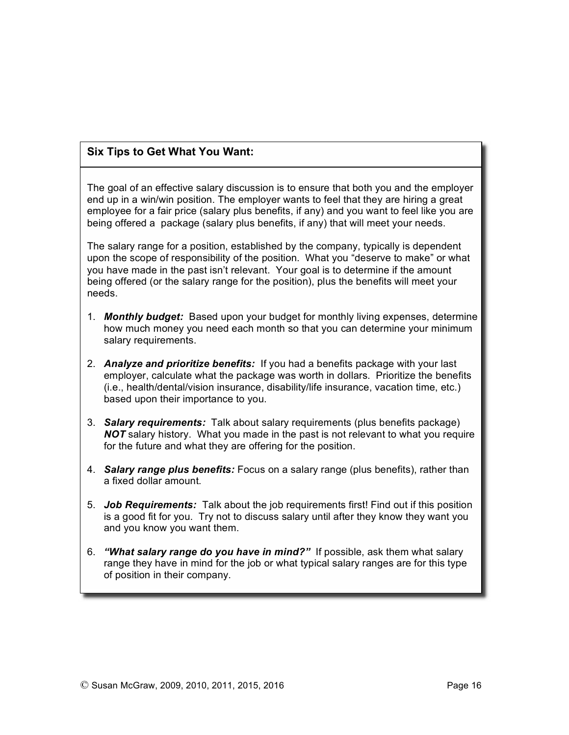## Six Tips to Get What You Want:

The goal of an effective salary discussion is to ensure that both you and the employer end up in a win/win position. The employer wants to feel that they are hiring a great employee for a fair price (salary plus benefits, if any) and you want to feel like you are being offered a package (salary plus benefits, if any) that will meet your needs.

The salary range for a position, established by the company, typically is dependent upon the scope of responsibility of the position. What you "deserve to make" or what you have made in the past isn't relevant. Your goal is to determine if the amount being offered (or the salary range for the position), plus the benefits will meet your needs.

1. ***Monthly budget:*** Based upon your budget for monthly living expenses, determine how much money you need each month so that you can determine your minimum salary requirements.

2. ***Analyze and prioritize benefits:*** If you had a benefits package with your last employer, calculate what the package was worth in dollars. Prioritize the benefits (i.e., health/dental/vision insurance, disability/life insurance, vacation time, etc.) based upon their importance to you.

3. ***Salary requirements:*** Talk about salary requirements (plus benefits package) ***NOT*** salary history. What you made in the past is not relevant to what you require for the future and what they are offering for the position.

4. ***Salary range plus benefits:*** Focus on a salary range (plus benefits), rather than a fixed dollar amount.

5. ***Job Requirements:*** Talk about the job requirements first! Find out if this position is a good fit for you. Try not to discuss salary until after they know they want you and you know you want them.

6. ***"What salary range do you have in mind?"*** If possible, ask them what salary range they have in mind for the job or what typical salary ranges are for this type of position in their company.

© Susan McGraw, 2009, 2010, 2011, 2015, 2016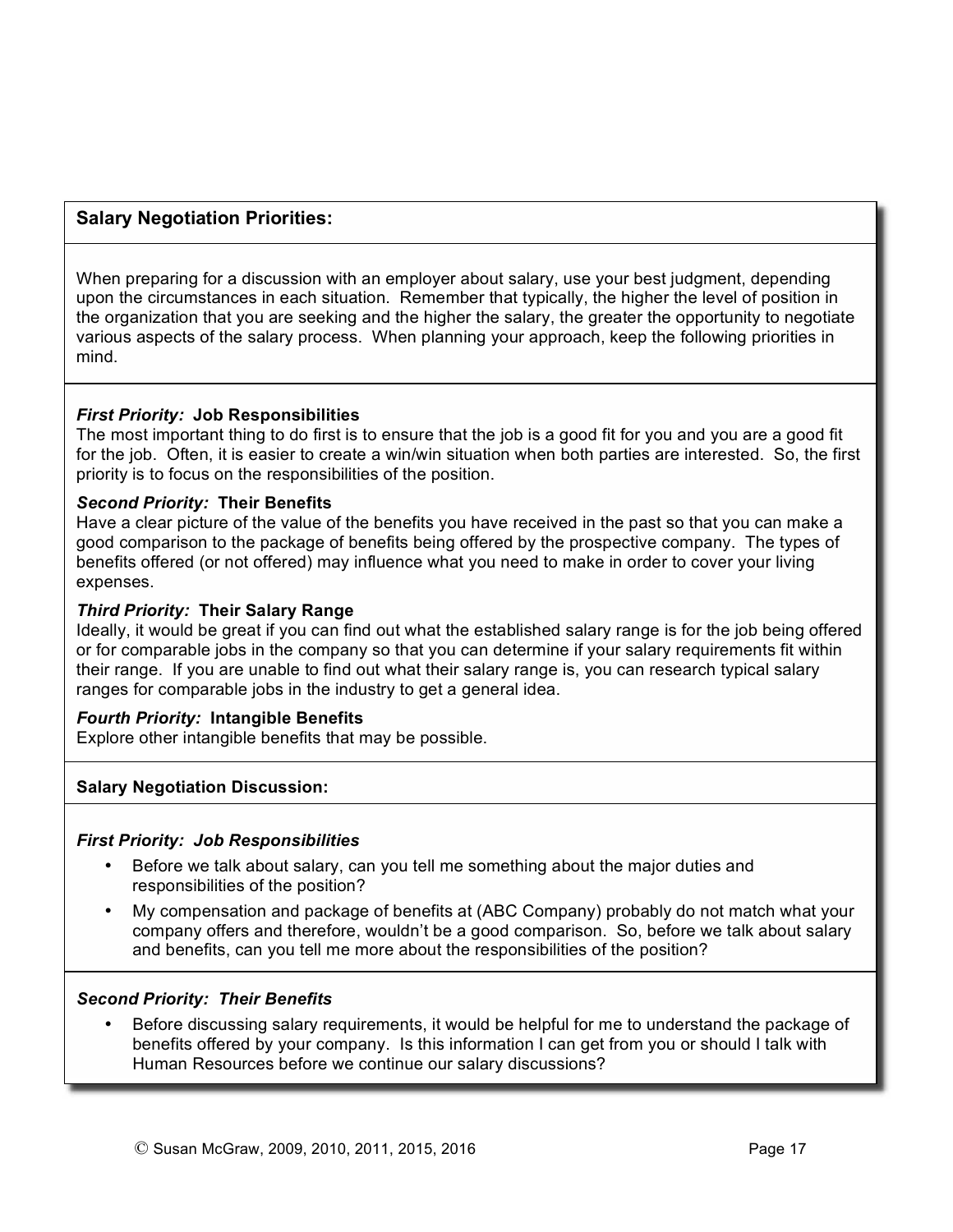## Salary Negotiation Priorities:

When preparing for a discussion with an employer about salary, use your best judgment, depending upon the circumstances in each situation. Remember that typically, the higher the level of position in the organization that you are seeking and the higher the salary, the greater the opportunity to negotiate various aspects of the salary process. When planning your approach, keep the following priorities in mind.

***First Priority:*** **Job Responsibilities**
The most important thing to do first is to ensure that the job is a good fit for you and you are a good fit for the job. Often, it is easier to create a win/win situation when both parties are interested. So, the first priority is to focus on the responsibilities of the position.

***Second Priority:*** **Their Benefits**
Have a clear picture of the value of the benefits you have received in the past so that you can make a good comparison to the package of benefits being offered by the prospective company. The types of benefits offered (or not offered) may influence what you need to make in order to cover your living expenses.

***Third Priority:*** **Their Salary Range**
Ideally, it would be great if you can find out what the established salary range is for the job being offered or for comparable jobs in the company so that you can determine if your salary requirements fit within their range. If you are unable to find out what their salary range is, you can research typical salary ranges for comparable jobs in the industry to get a general idea.

***Fourth Priority:*** **Intangible Benefits**
Explore other intangible benefits that may be possible.

## Salary Negotiation Discussion:

***First Priority: Job Responsibilities***

- Before we talk about salary, can you tell me something about the major duties and responsibilities of the position?
- My compensation and package of benefits at (ABC Company) probably do not match what your company offers and therefore, wouldn't be a good comparison. So, before we talk about salary and benefits, can you tell me more about the responsibilities of the position?

***Second Priority: Their Benefits***

- Before discussing salary requirements, it would be helpful for me to understand the package of benefits offered by your company. Is this information I can get from you or should I talk with Human Resources before we continue our salary discussions?

© Susan McGraw, 2009, 2010, 2011, 2015, 2016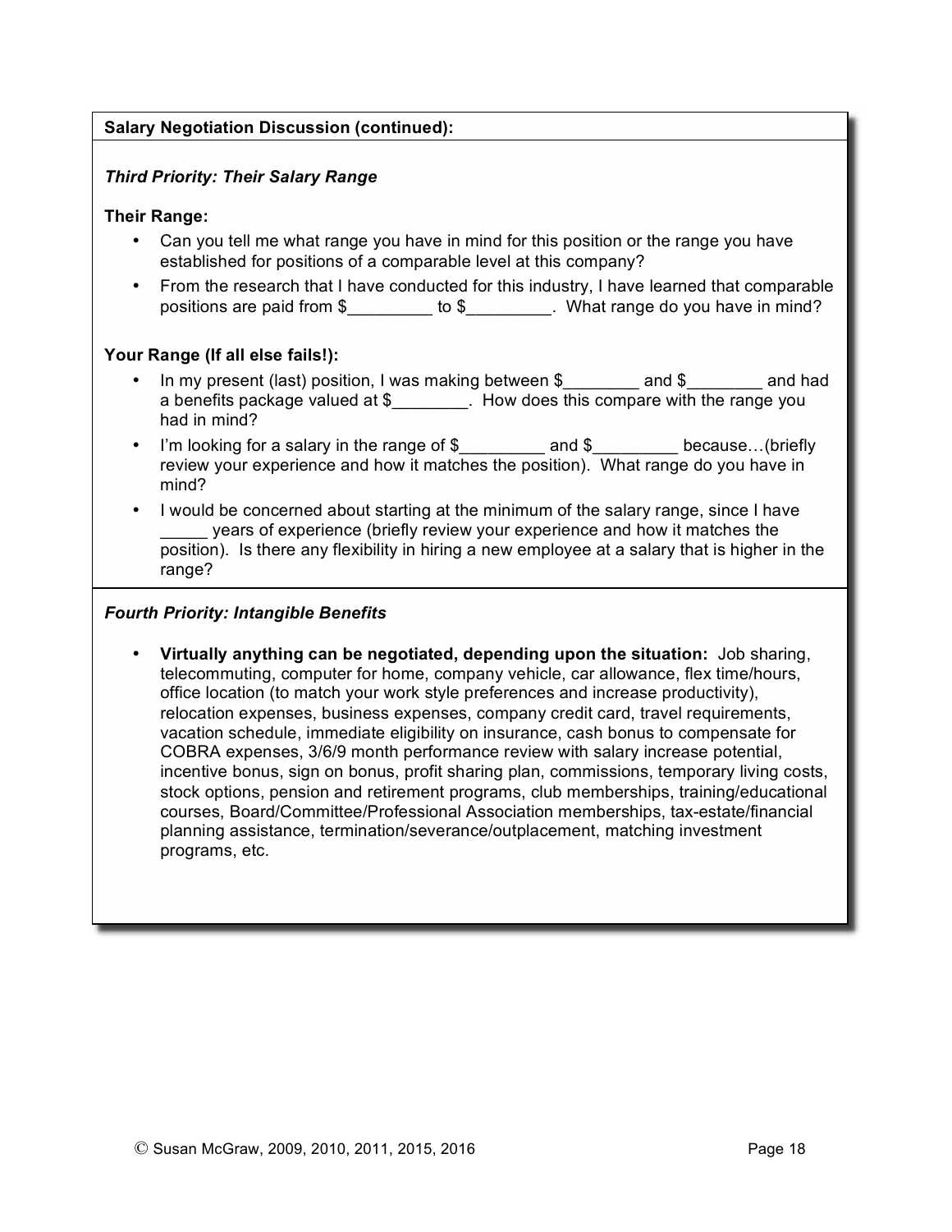**Salary Negotiation Discussion (continued):**

***Third Priority: Their Salary Range***

**Their Range:**

- Can you tell me what range you have in mind for this position or the range you have established for positions of a comparable level at this company?
- From the research that I have conducted for this industry, I have learned that comparable positions are paid from $_________ to $_________. What range do you have in mind?

**Your Range (If all else fails!):**

- In my present (last) position, I was making between $________ and $________ and had a benefits package valued at $________. How does this compare with the range you had in mind?
- I'm looking for a salary in the range of $_________ and $_________ because…(briefly review your experience and how it matches the position). What range do you have in mind?
- I would be concerned about starting at the minimum of the salary range, since I have _____ years of experience (briefly review your experience and how it matches the position). Is there any flexibility in hiring a new employee at a salary that is higher in the range?

***Fourth Priority: Intangible Benefits***

- **Virtually anything can be negotiated, depending upon the situation:** Job sharing, telecommuting, computer for home, company vehicle, car allowance, flex time/hours, office location (to match your work style preferences and increase productivity), relocation expenses, business expenses, company credit card, travel requirements, vacation schedule, immediate eligibility on insurance, cash bonus to compensate for COBRA expenses, 3/6/9 month performance review with salary increase potential, incentive bonus, sign on bonus, profit sharing plan, commissions, temporary living costs, stock options, pension and retirement programs, club memberships, training/educational courses, Board/Committee/Professional Association memberships, tax-estate/financial planning assistance, termination/severance/outplacement, matching investment programs, etc.

© Susan McGraw, 2009, 2010, 2011, 2015, 2016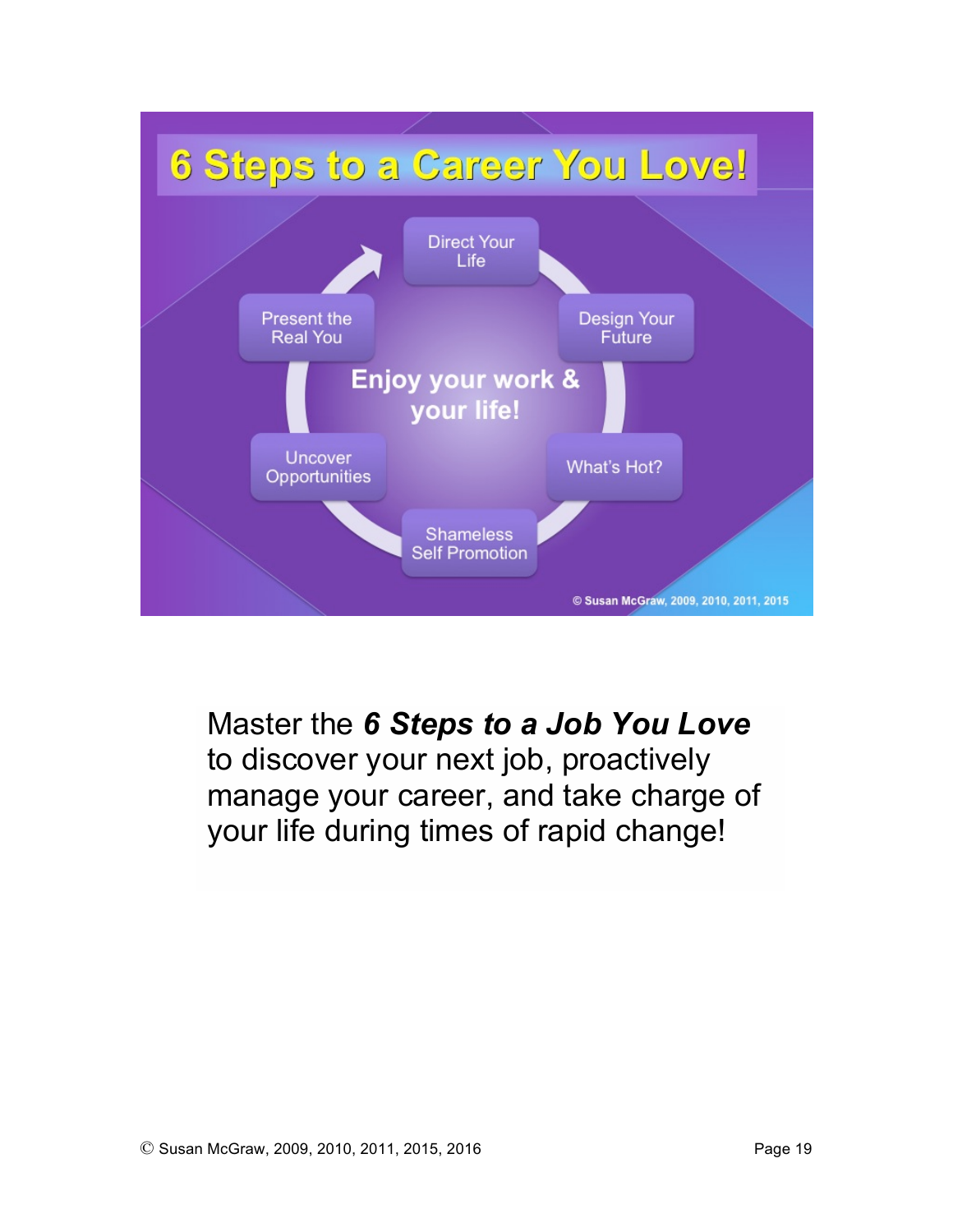# 6 Steps to a Career You Love!

- Direct Your Life
- Design Your Future
- What's Hot?
- Shameless Self Promotion
- Uncover Opportunities
- Present the Real You

**Enjoy your work & your life!**

© Susan McGraw, 2009, 2010, 2011, 2015

Master the ***6 Steps to a Job You Love*** to discover your next job, proactively manage your career, and take charge of your life during times of rapid change!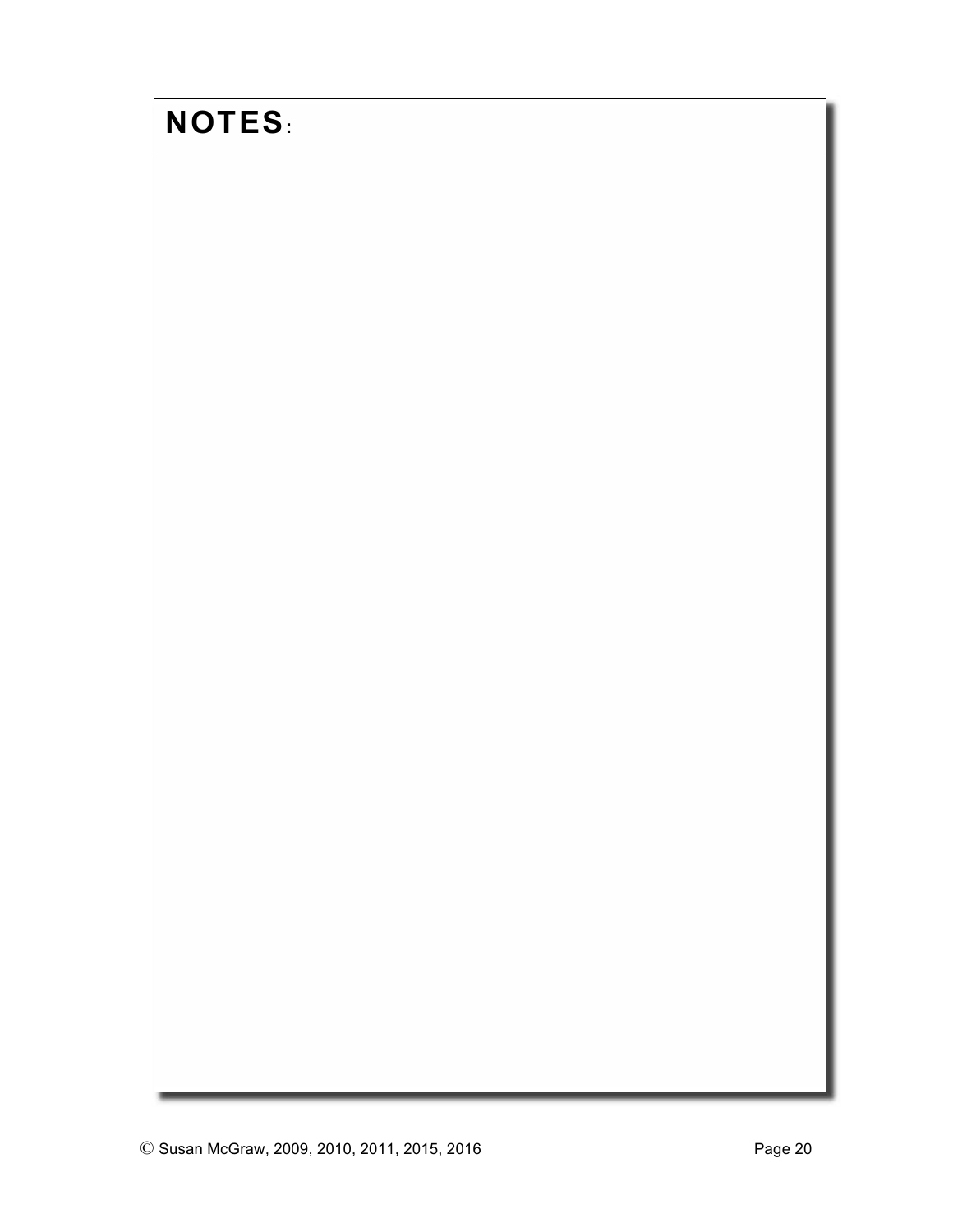# NOTES: